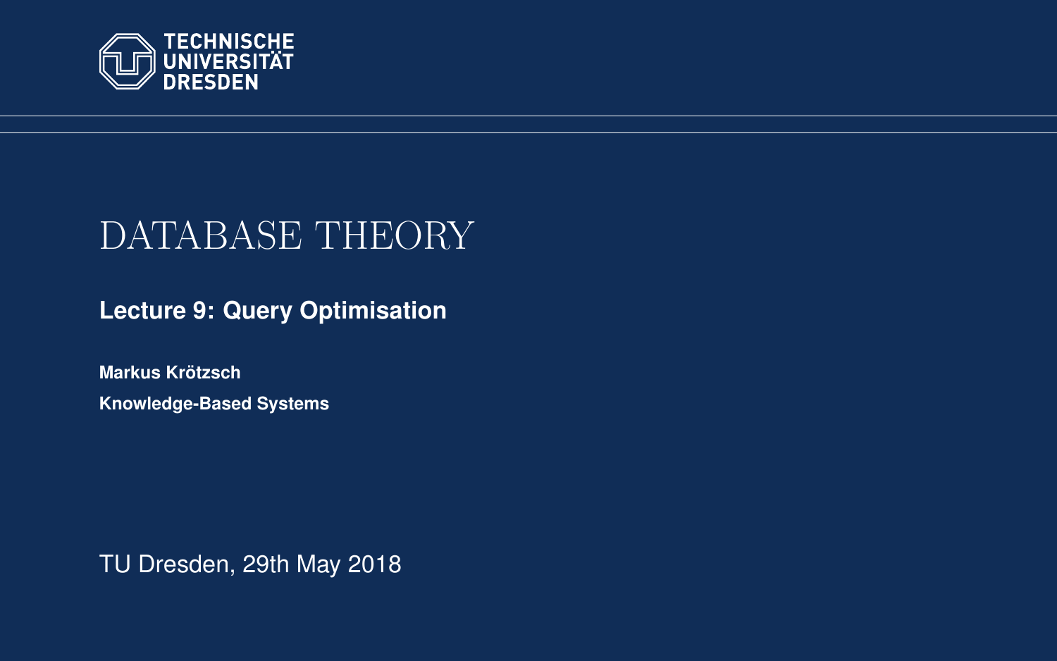TECHNISCHE UNIVERSITÄT DRESDEN

# DATABASE THEORY

## Lecture 9: Query Optimisation

**Markus Krötzsch**

**Knowledge-Based Systems**

TU Dresden, 29th May 2018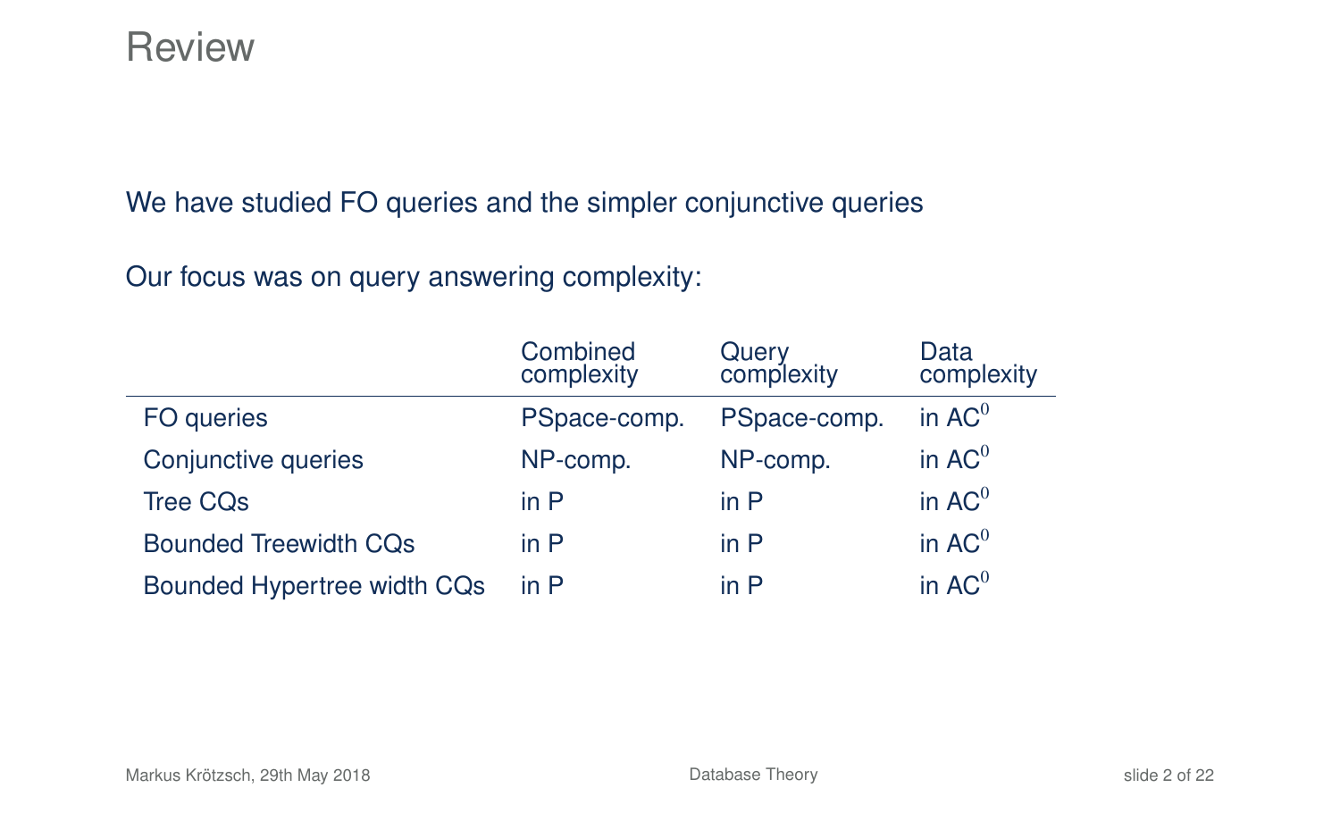# Review

We have studied FO queries and the simpler conjunctive queries

Our focus was on query answering complexity:

| | Combined complexity | Query complexity | Data complexity |
|---|---|---|---|
| FO queries | PSpace-comp. | PSpace-comp. | in $AC^0$ |
| Conjunctive queries | NP-comp. | NP-comp. | in $AC^0$ |
| Tree CQs | in P | in P | in $AC^0$ |
| Bounded Treewidth CQs | in P | in P | in $AC^0$ |
| Bounded Hypertree width CQs | in P | in P | in $AC^0$ |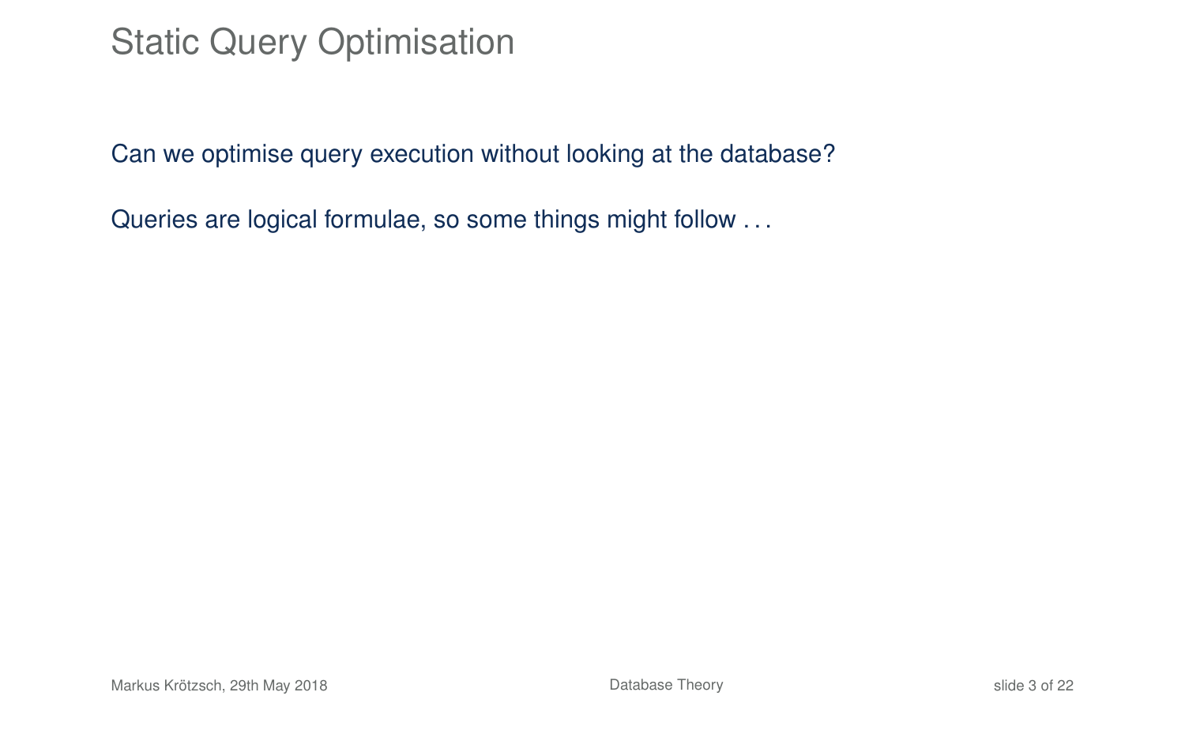# Static Query Optimisation

Can we optimise query execution without looking at the database?

Queries are logical formulae, so some things might follow . . .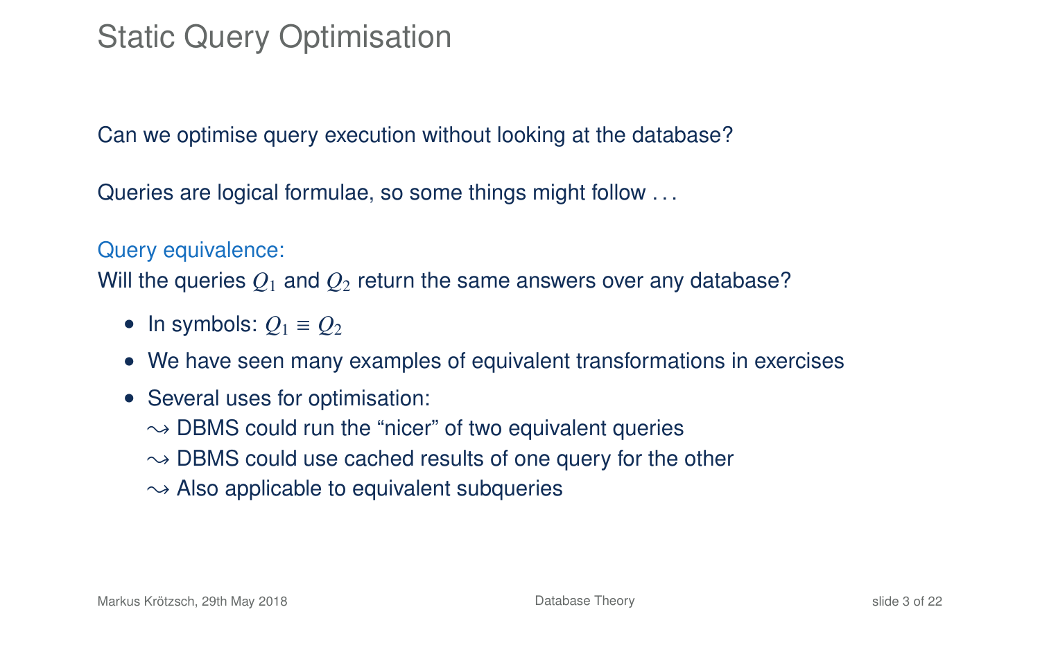# Static Query Optimisation

Can we optimise query execution without looking at the database?

Queries are logical formulae, so some things might follow . . .

Query equivalence:
Will the queries $Q_1$ and $Q_2$ return the same answers over any database?

- In symbols: $Q_1 \equiv Q_2$
- We have seen many examples of equivalent transformations in exercises
- Several uses for optimisation:
  - $\rightsquigarrow$ DBMS could run the "nicer" of two equivalent queries
  - $\rightsquigarrow$ DBMS could use cached results of one query for the other
  - $\rightsquigarrow$ Also applicable to equivalent subqueries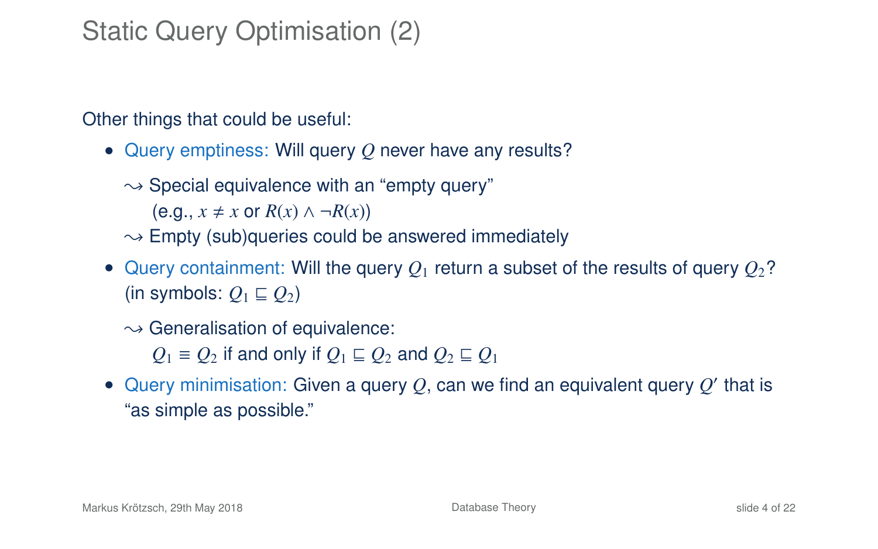# Static Query Optimisation (2)

Other things that could be useful:

- Query emptiness: Will query $Q$ never have any results?

  $\leadsto$ Special equivalence with an "empty query" (e.g., $x \neq x$ or $R(x) \wedge \neg R(x)$)

  $\leadsto$ Empty (sub)queries could be answered immediately

- Query containment: Will the query $Q_1$ return a subset of the results of query $Q_2$? (in symbols: $Q_1 \sqsubseteq Q_2$)

  $\leadsto$ Generalisation of equivalence: $Q_1 \equiv Q_2$ if and only if $Q_1 \sqsubseteq Q_2$ and $Q_2 \sqsubseteq Q_1$

- Query minimisation: Given a query $Q$, can we find an equivalent query $Q'$ that is "as simple as possible."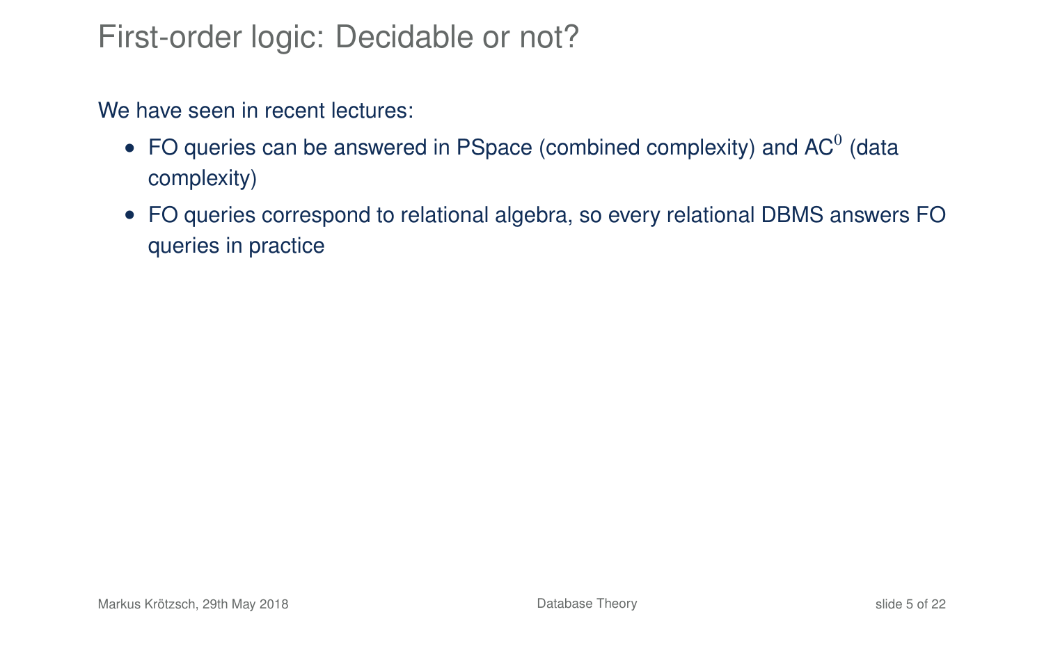# First-order logic: Decidable or not?

We have seen in recent lectures:

- FO queries can be answered in PSpace (combined complexity) and $AC^0$ (data complexity)
- FO queries correspond to relational algebra, so every relational DBMS answers FO queries in practice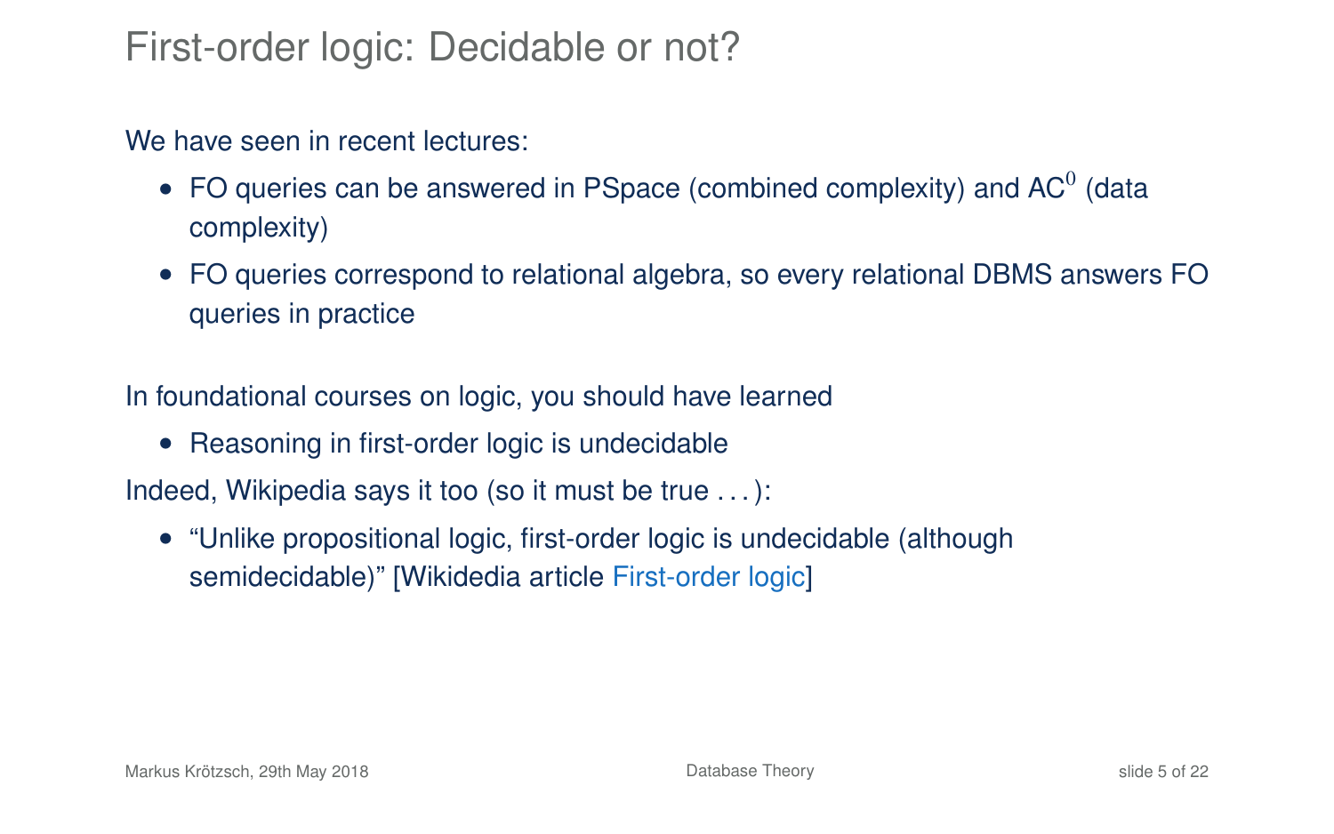# First-order logic: Decidable or not?

We have seen in recent lectures:

- FO queries can be answered in PSpace (combined complexity) and $AC^0$ (data complexity)
- FO queries correspond to relational algebra, so every relational DBMS answers FO queries in practice

In foundational courses on logic, you should have learned

- Reasoning in first-order logic is undecidable

Indeed, Wikipedia says it too (so it must be true . . . ):

- "Unlike propositional logic, first-order logic is undecidable (although semidecidable)" [Wikidedia article First-order logic]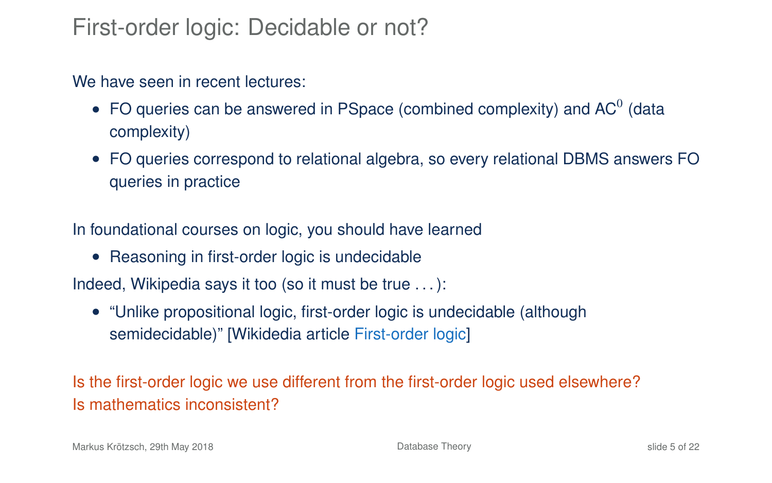# First-order logic: Decidable or not?

We have seen in recent lectures:

- FO queries can be answered in PSpace (combined complexity) and $AC^0$ (data complexity)
- FO queries correspond to relational algebra, so every relational DBMS answers FO queries in practice

In foundational courses on logic, you should have learned

- Reasoning in first-order logic is undecidable

Indeed, Wikipedia says it too (so it must be true . . . ):

- “Unlike propositional logic, first-order logic is undecidable (although semidecidable)” [Wikidedia article First-order logic]

Is the first-order logic we use different from the first-order logic used elsewhere?
Is mathematics inconsistent?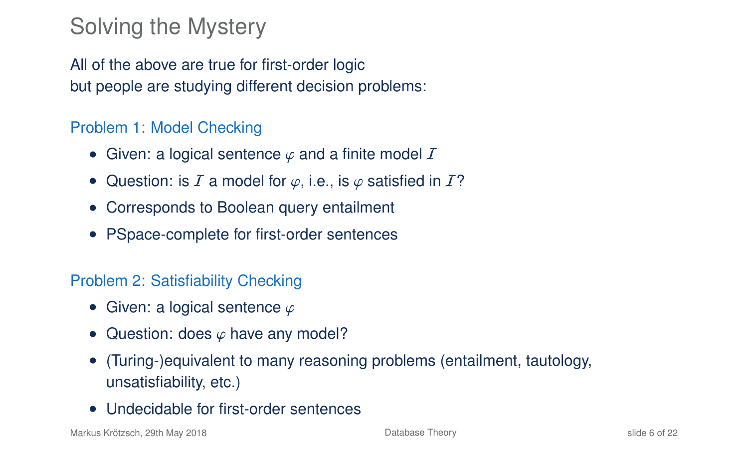# Solving the Mystery

All of the above are true for first-order logic
but people are studying different decision problems:

## Problem 1: Model Checking

- Given: a logical sentence $\varphi$ and a finite model $\mathcal{I}$
- Question: is $\mathcal{I}$ a model for $\varphi$, i.e., is $\varphi$ satisfied in $\mathcal{I}$?
- Corresponds to Boolean query entailment
- PSpace-complete for first-order sentences

## Problem 2: Satisfiability Checking

- Given: a logical sentence $\varphi$
- Question: does $\varphi$ have any model?
- (Turing-)equivalent to many reasoning problems (entailment, tautology, unsatisfiability, etc.)
- Undecidable for first-order sentences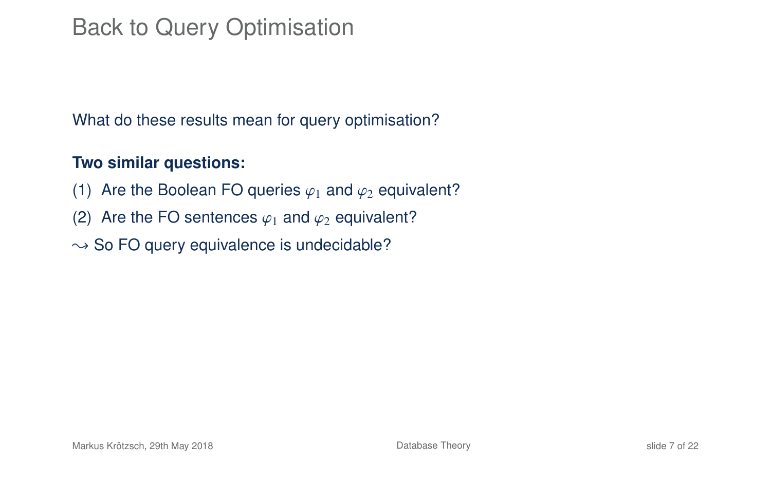# Back to Query Optimisation

What do these results mean for query optimisation?

**Two similar questions:**

(1) Are the Boolean FO queries $\varphi_1$ and $\varphi_2$ equivalent?

(2) Are the FO sentences $\varphi_1$ and $\varphi_2$ equivalent?

$\rightsquigarrow$ So FO query equivalence is undecidable?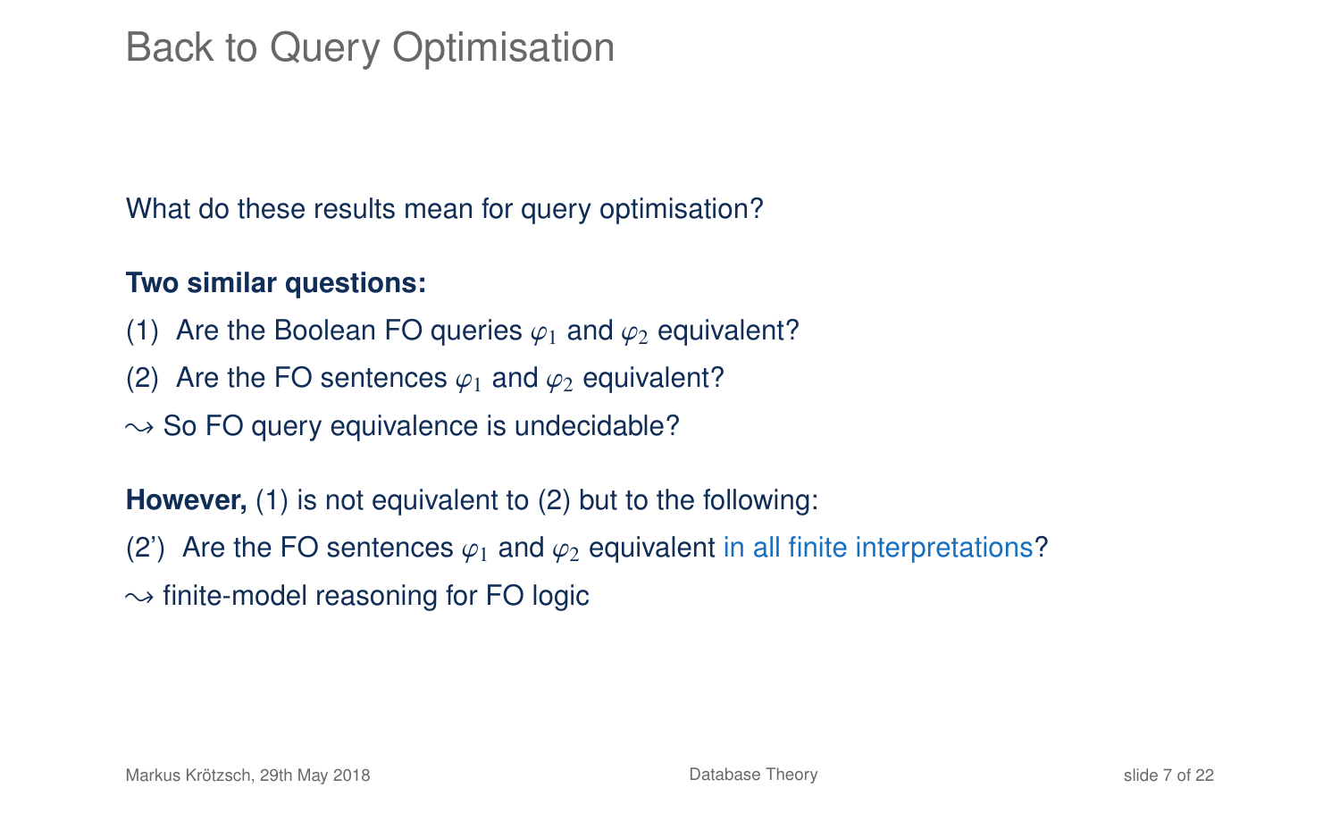# Back to Query Optimisation

What do these results mean for query optimisation?

**Two similar questions:**

(1) Are the Boolean FO queries $\varphi_1$ and $\varphi_2$ equivalent?

(2) Are the FO sentences $\varphi_1$ and $\varphi_2$ equivalent?

$\leadsto$ So FO query equivalence is undecidable?

**However,** (1) is not equivalent to (2) but to the following:

(2') Are the FO sentences $\varphi_1$ and $\varphi_2$ equivalent in all finite interpretations?

$\leadsto$ finite-model reasoning for FO logic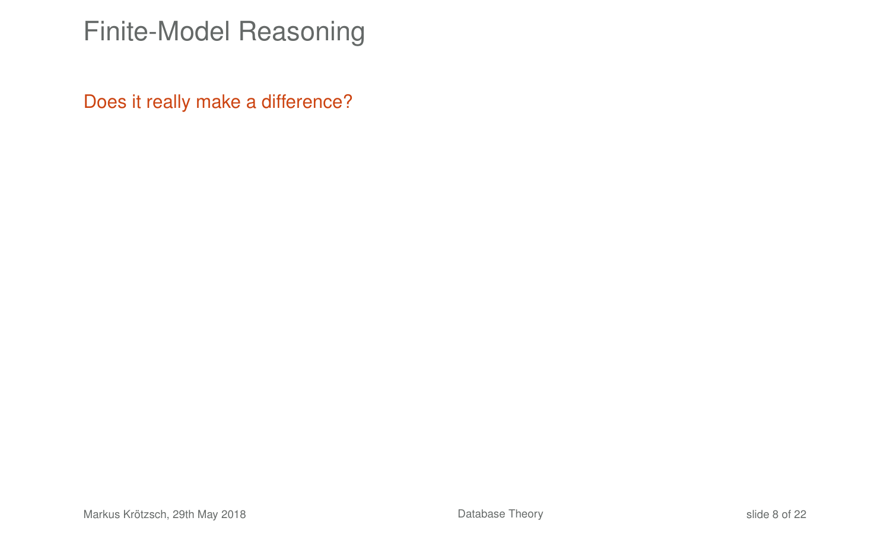# Finite-Model Reasoning

Does it really make a difference?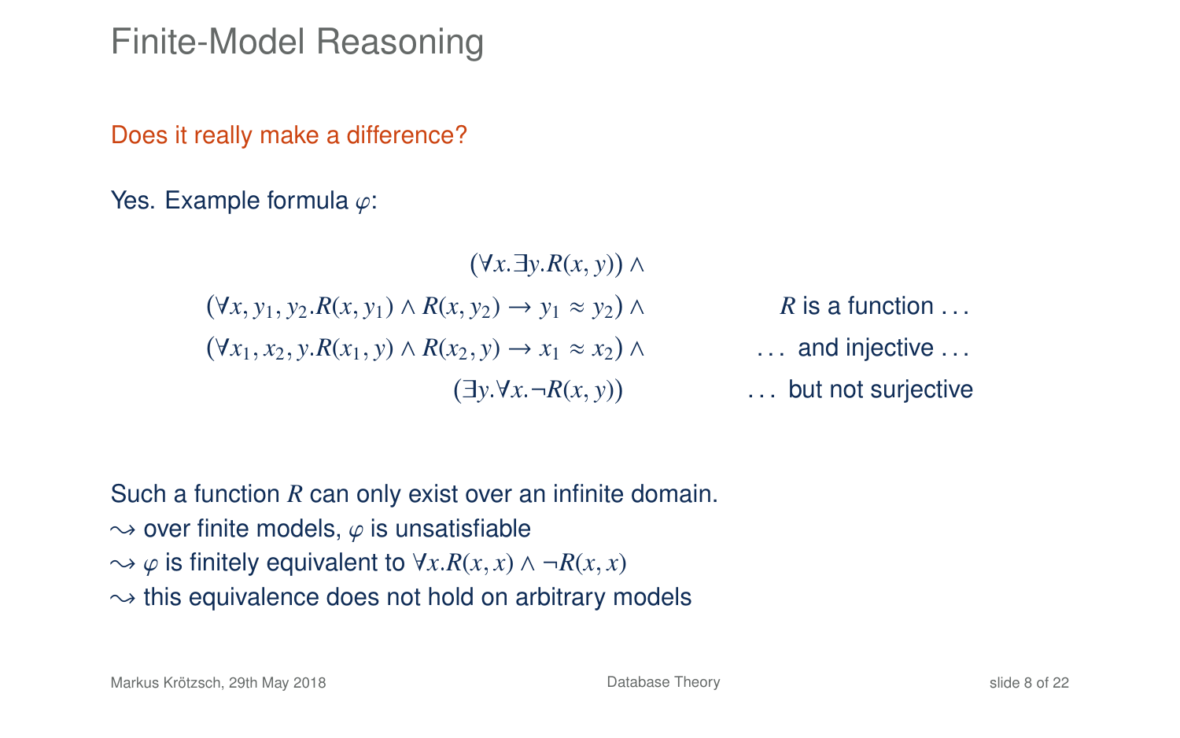# Finite-Model Reasoning

**Does it really make a difference?**

Yes. Example formula $\varphi$:

$$
\begin{aligned}
(\forall x.\exists y.R(x,y)) \wedge & \\
(\forall x, y_1, y_2.R(x,y_1) \wedge R(x,y_2) \rightarrow y_1 \approx y_2) \wedge & \qquad R \text{ is a function} \ldots \\
(\forall x_1, x_2, y.R(x_1,y) \wedge R(x_2,y) \rightarrow x_1 \approx x_2) \wedge & \qquad \ldots \text{ and injective} \ldots \\
(\exists y.\forall x.\neg R(x,y)) & \qquad \ldots \text{ but not surjective}
\end{aligned}
$$

Such a function $R$ can only exist over an infinite domain.

$\leadsto$ over finite models, $\varphi$ is unsatisfiable

$\leadsto$ $\varphi$ is finitely equivalent to $\forall x.R(x,x) \wedge \neg R(x,x)$

$\leadsto$ this equivalence does not hold on arbitrary models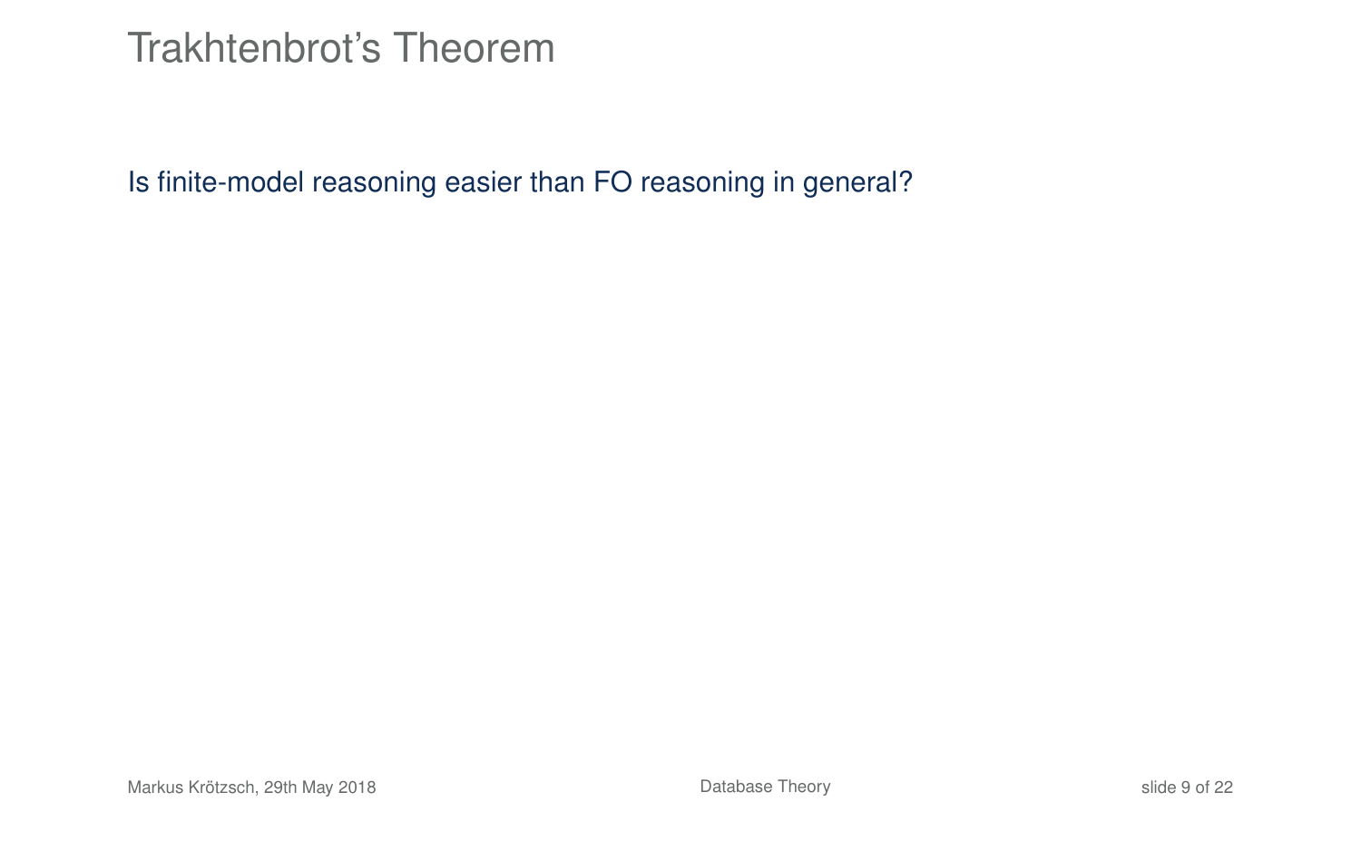# Trakhtenbrot's Theorem

Is finite-model reasoning easier than FO reasoning in general?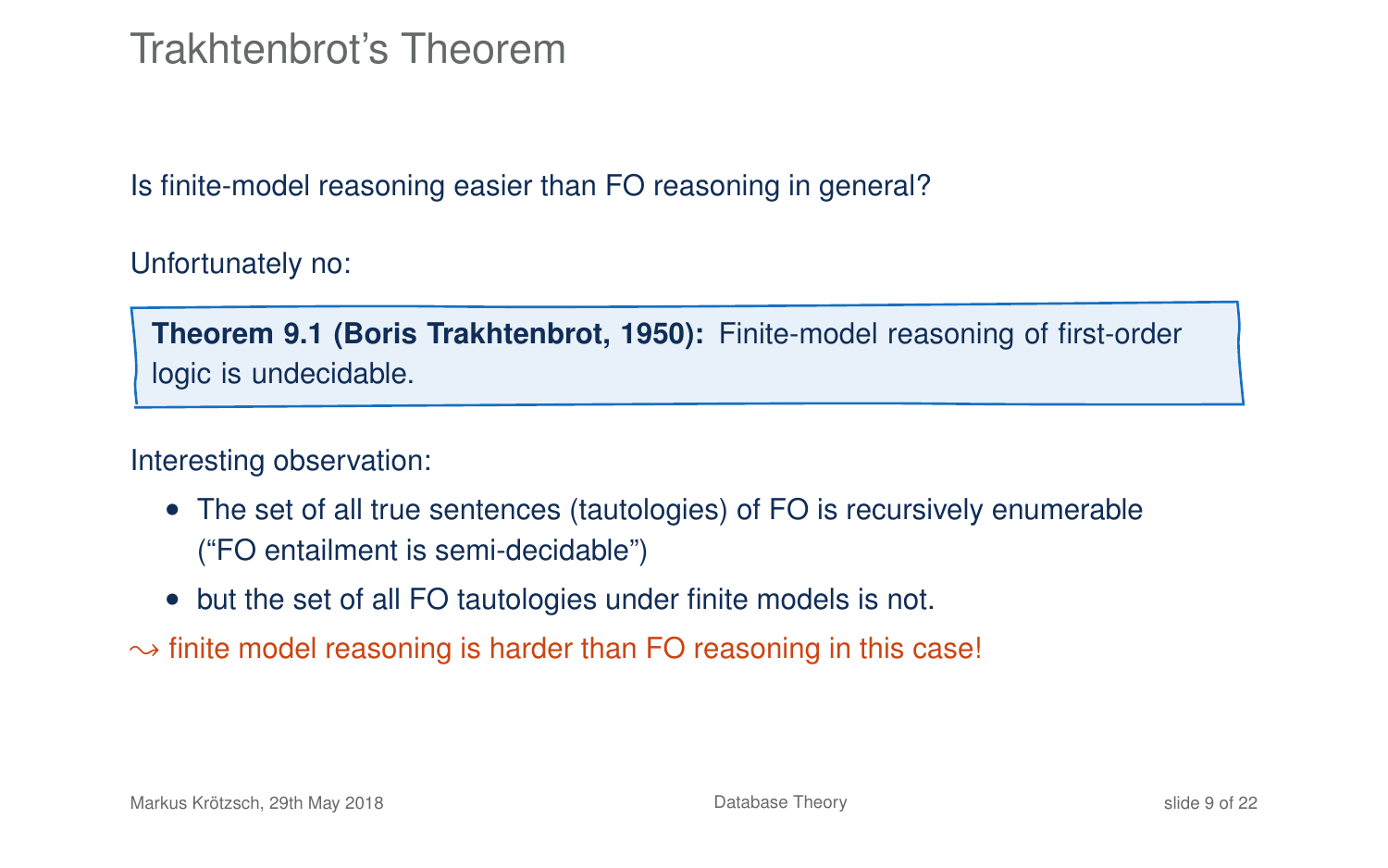# Trakhtenbrot's Theorem

Is finite-model reasoning easier than FO reasoning in general?

Unfortunately no:

> **Theorem 9.1 (Boris Trakhtenbrot, 1950):** Finite-model reasoning of first-order logic is undecidable.

Interesting observation:

- The set of all true sentences (tautologies) of FO is recursively enumerable ("FO entailment is semi-decidable")
- but the set of all FO tautologies under finite models is not.

$\leadsto$ finite model reasoning is harder than FO reasoning in this case!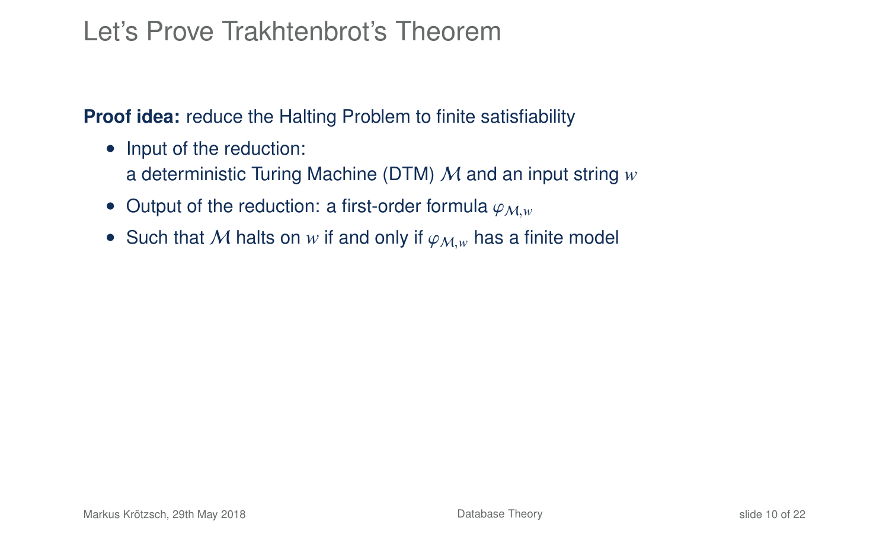# Let's Prove Trakhtenbrot's Theorem

**Proof idea:** reduce the Halting Problem to finite satisfiability

- Input of the reduction:
  a deterministic Turing Machine (DTM) $\mathcal{M}$ and an input string $w$
- Output of the reduction: a first-order formula $\varphi_{\mathcal{M},w}$
- Such that $\mathcal{M}$ halts on $w$ if and only if $\varphi_{\mathcal{M},w}$ has a finite model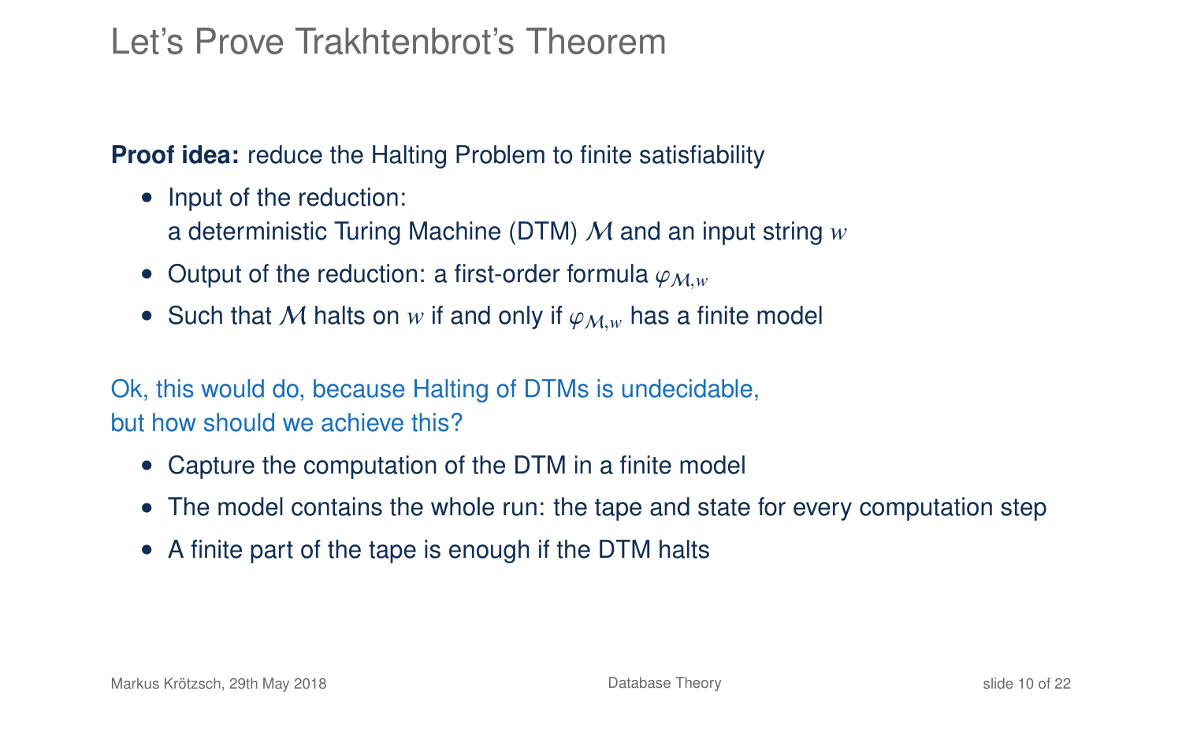# Let's Prove Trakhtenbrot's Theorem

**Proof idea:** reduce the Halting Problem to finite satisfiability

- Input of the reduction:
  a deterministic Turing Machine (DTM) $\mathcal{M}$ and an input string $w$
- Output of the reduction: a first-order formula $\varphi_{\mathcal{M},w}$
- Such that $\mathcal{M}$ halts on $w$ if and only if $\varphi_{\mathcal{M},w}$ has a finite model

Ok, this would do, because Halting of DTMs is undecidable,
but how should we achieve this?

- Capture the computation of the DTM in a finite model
- The model contains the whole run: the tape and state for every computation step
- A finite part of the tape is enough if the DTM halts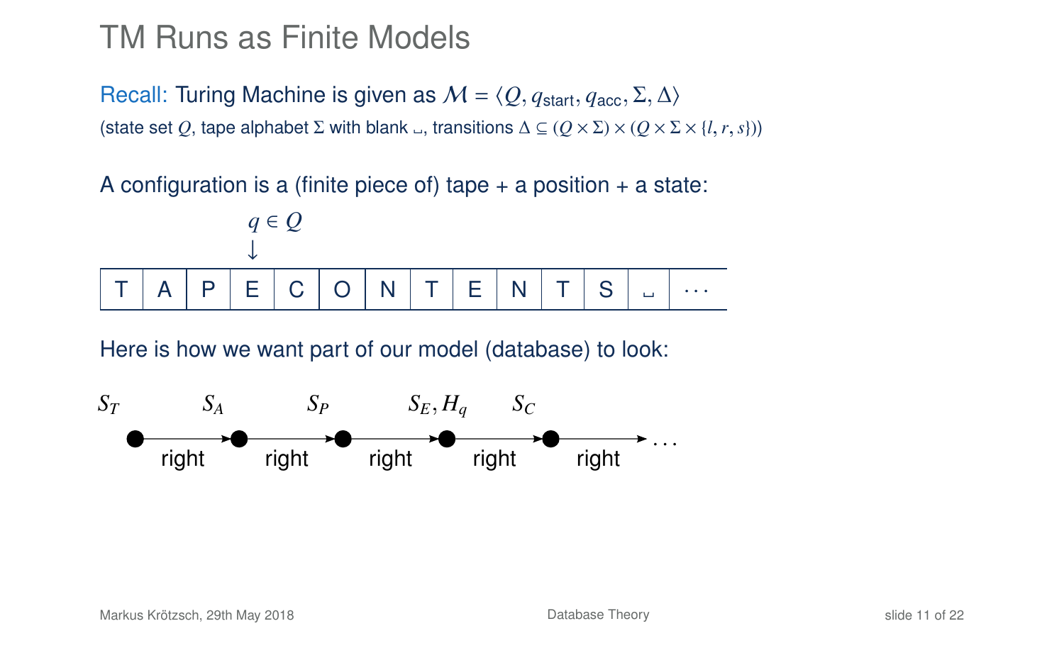# TM Runs as Finite Models

Recall: Turing Machine is given as $\mathcal{M} = \langle Q, q_{\mathsf{start}}, q_{\mathsf{acc}}, \Sigma, \Delta \rangle$
(state set $Q$, tape alphabet $\Sigma$ with blank $\llcorner\!\lrcorner$, transitions $\Delta \subseteq (Q \times \Sigma) \times (Q \times \Sigma \times \{l, r, s\})$)

A configuration is a (finite piece of) tape + a position + a state:

$q \in Q$
$\downarrow$

| T | A | P | E | C | O | N | T | E | N | T | S | $\llcorner\!\lrcorner$ | $\cdots$ |
|---|---|---|---|---|---|---|---|---|---|---|---|---|---|

Here is how we want part of our model (database) to look:

$S_T$ —right→ $S_A$ —right→ $S_P$ —right→ $S_E, H_q$ —right→ $S_C$ —right→ $\ldots$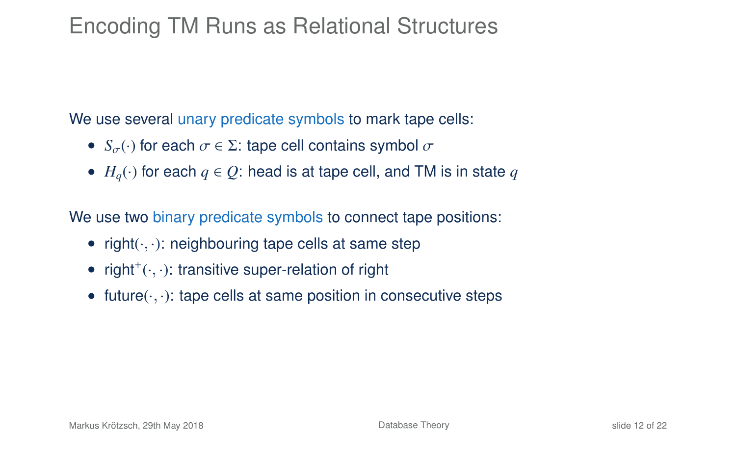# Encoding TM Runs as Relational Structures

We use several unary predicate symbols to mark tape cells:

- $S_\sigma(\cdot)$ for each $\sigma \in \Sigma$: tape cell contains symbol $\sigma$
- $H_q(\cdot)$ for each $q \in Q$: head is at tape cell, and TM is in state $q$

We use two binary predicate symbols to connect tape positions:

- right$(\cdot, \cdot)$: neighbouring tape cells at same step
- right$^+(\cdot, \cdot)$: transitive super-relation of right
- future$(\cdot, \cdot)$: tape cells at same position in consecutive steps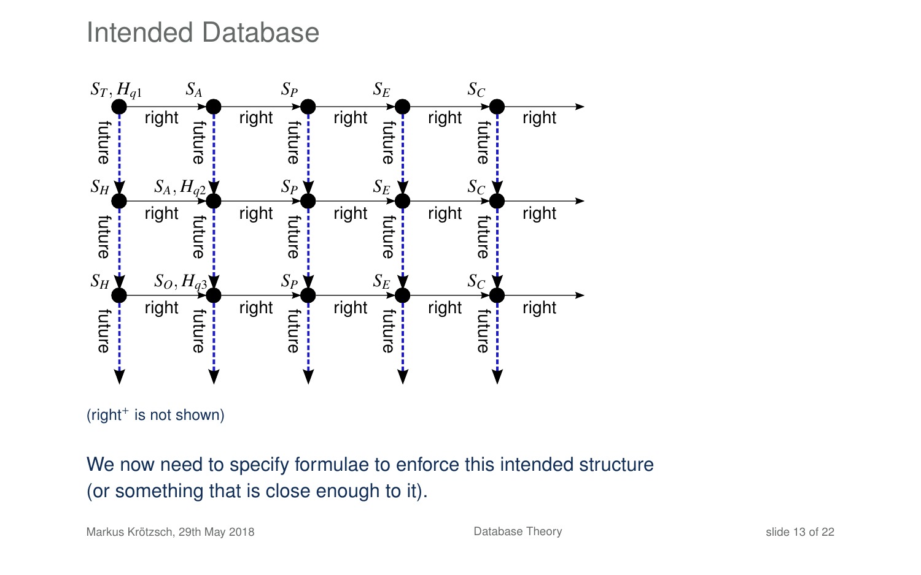# Intended Database

(right$^+$ is not shown)

We now need to specify formulae to enforce this intended structure (or something that is close enough to it).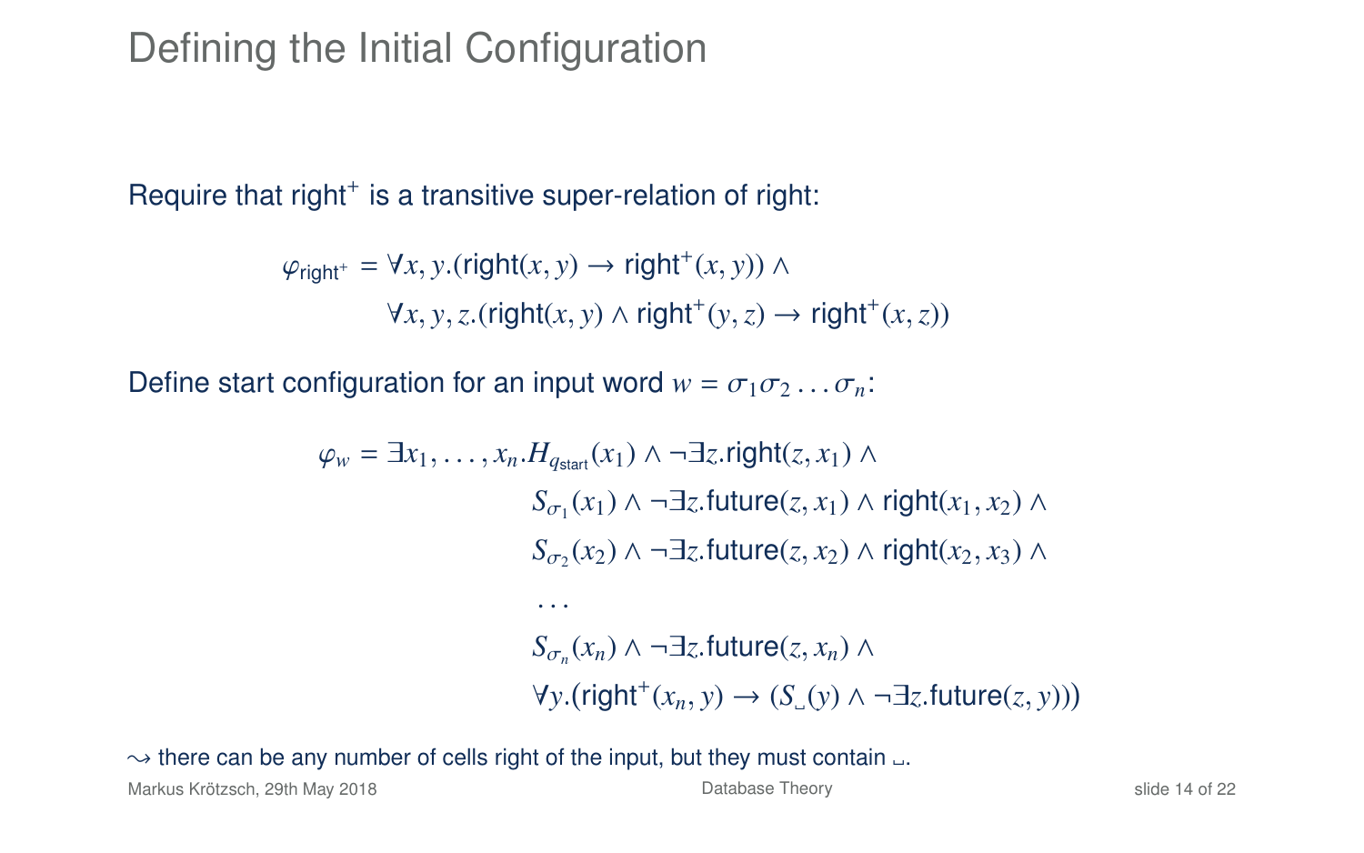# Defining the Initial Configuration

Require that $\mathsf{right}^+$ is a transitive super-relation of $\mathsf{right}$:

$$
\begin{aligned}
\varphi_{\mathsf{right}^+} = {} & \forall x, y.(\mathsf{right}(x, y) \to \mathsf{right}^+(x, y)) \land \\
& \forall x, y, z.(\mathsf{right}(x, y) \land \mathsf{right}^+(y, z) \to \mathsf{right}^+(x, z))
\end{aligned}
$$

Define start configuration for an input word $w = \sigma_1 \sigma_2 \ldots \sigma_n$:

$$
\begin{aligned}
\varphi_w = \exists x_1, \ldots, x_n. H_{q_{\mathsf{start}}}(x_1) \land \neg \exists z. \mathsf{right}(z, x_1) \land {} & \\
& S_{\sigma_1}(x_1) \land \neg \exists z. \mathsf{future}(z, x_1) \land \mathsf{right}(x_1, x_2) \land \\
& S_{\sigma_2}(x_2) \land \neg \exists z. \mathsf{future}(z, x_2) \land \mathsf{right}(x_2, x_3) \land \\
& \ldots \\
& S_{\sigma_n}(x_n) \land \neg \exists z. \mathsf{future}(z, x_n) \land \\
& \forall y.(\mathsf{right}^+(x_n, y) \to (S_{\llcorner\!\lrcorner}(y) \land \neg \exists z. \mathsf{future}(z, y)))
\end{aligned}
$$

$\leadsto$ there can be any number of cells right of the input, but they must contain $\llcorner\!\lrcorner$.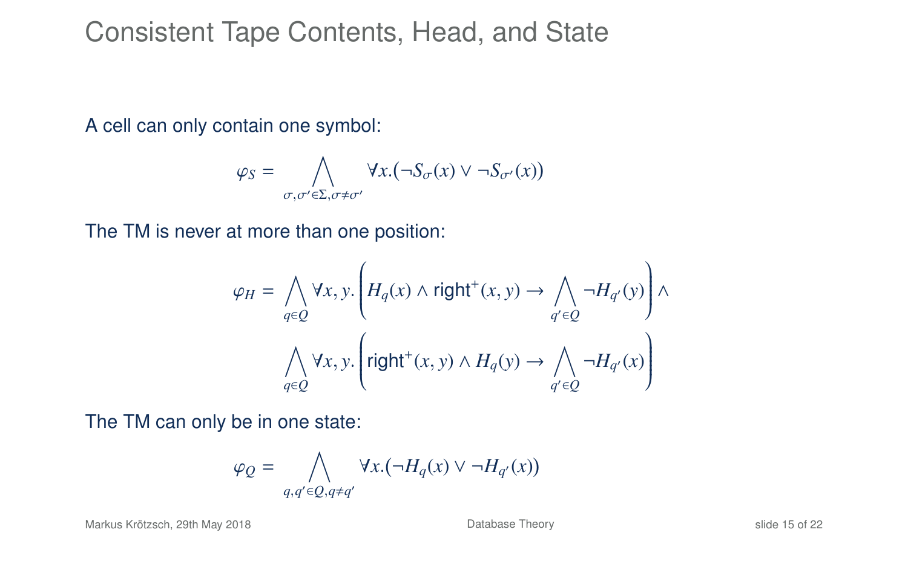# Consistent Tape Contents, Head, and State

A cell can only contain one symbol:

$$\varphi_S = \bigwedge_{\sigma,\sigma' \in \Sigma, \sigma \neq \sigma'} \forall x.(\neg S_\sigma(x) \vee \neg S_{\sigma'}(x))$$

The TM is never at more than one position:

$$\varphi_H = \bigwedge_{q \in Q} \forall x, y. \left( H_q(x) \wedge \mathsf{right}^+(x, y) \rightarrow \bigwedge_{q' \in Q} \neg H_{q'}(y) \right) \wedge$$
$$\bigwedge_{q \in Q} \forall x, y. \left( \mathsf{right}^+(x, y) \wedge H_q(y) \rightarrow \bigwedge_{q' \in Q} \neg H_{q'}(x) \right)$$

The TM can only be in one state:

$$\varphi_Q = \bigwedge_{q,q' \in Q, q \neq q'} \forall x.(\neg H_q(x) \vee \neg H_{q'}(x))$$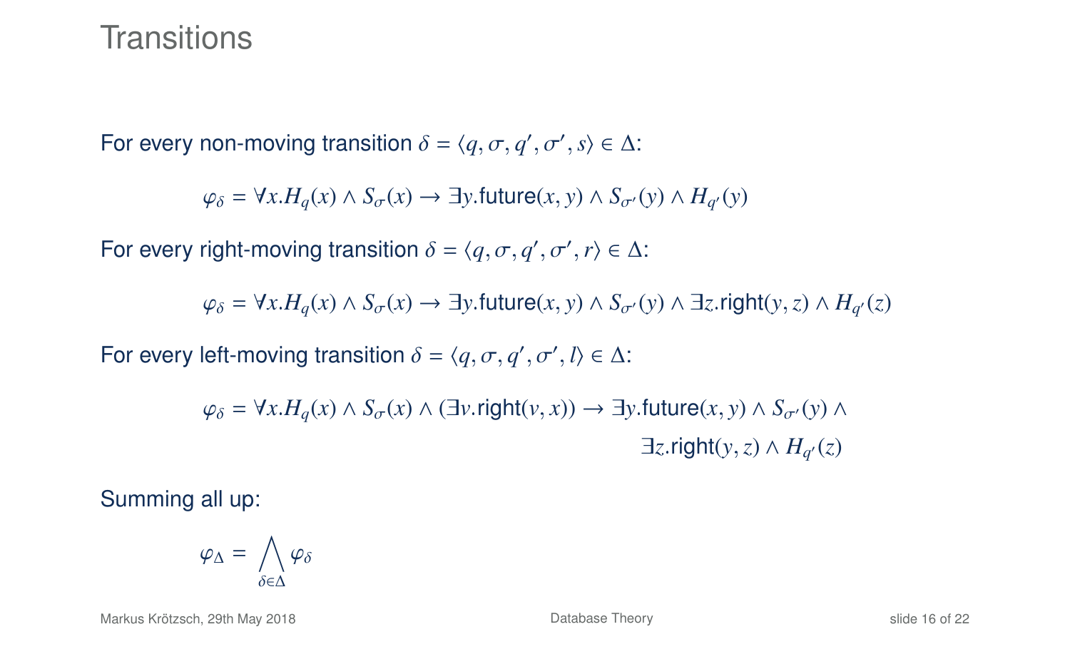# Transitions

For every non-moving transition $\delta = \langle q, \sigma, q', \sigma', s\rangle \in \Delta$:

$$\varphi_\delta = \forall x. H_q(x) \wedge S_\sigma(x) \rightarrow \exists y.\mathsf{future}(x, y) \wedge S_{\sigma'}(y) \wedge H_{q'}(y)$$

For every right-moving transition $\delta = \langle q, \sigma, q', \sigma', r\rangle \in \Delta$:

$$\varphi_\delta = \forall x. H_q(x) \wedge S_\sigma(x) \rightarrow \exists y.\mathsf{future}(x, y) \wedge S_{\sigma'}(y) \wedge \exists z.\mathsf{right}(y, z) \wedge H_{q'}(z)$$

For every left-moving transition $\delta = \langle q, \sigma, q', \sigma', l\rangle \in \Delta$:

$$\varphi_\delta = \forall x. H_q(x) \wedge S_\sigma(x) \wedge (\exists v.\mathsf{right}(v, x)) \rightarrow \exists y.\mathsf{future}(x, y) \wedge S_{\sigma'}(y) \wedge \exists z.\mathsf{right}(y, z) \wedge H_{q'}(z)$$

Summing all up:

$$\varphi_\Delta = \bigwedge_{\delta \in \Delta} \varphi_\delta$$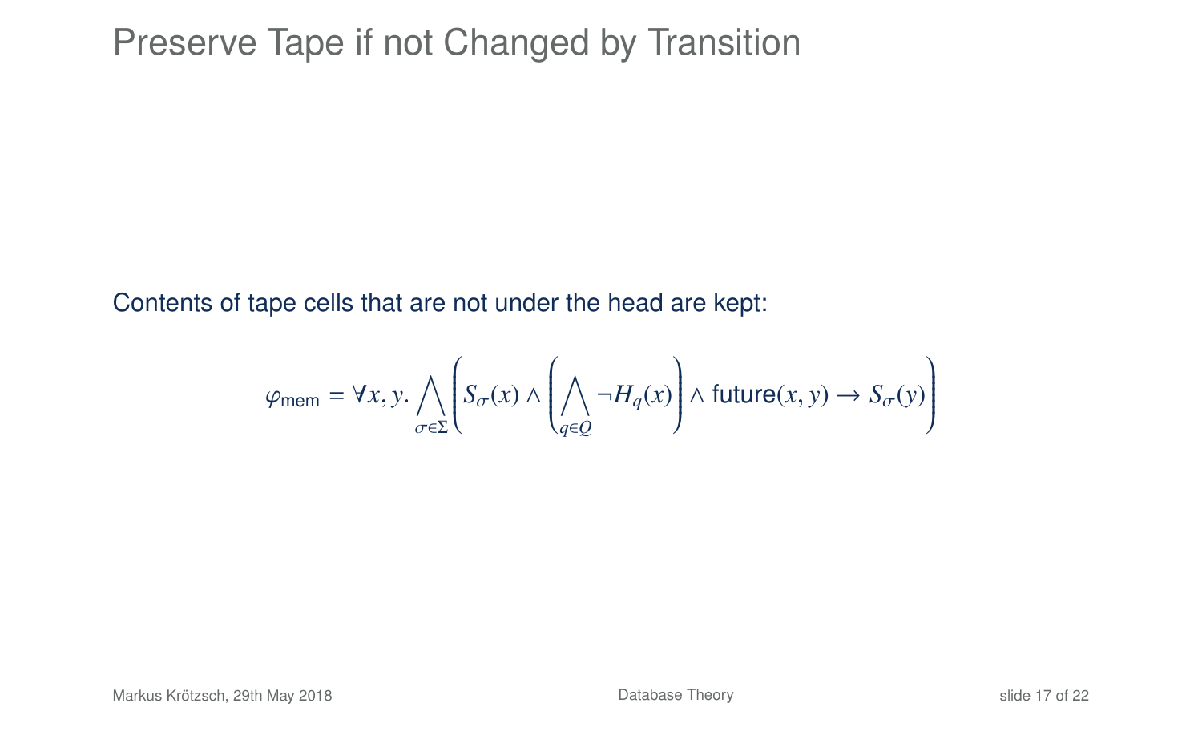# Preserve Tape if not Changed by Transition

Contents of tape cells that are not under the head are kept:

$$\varphi_{\mathsf{mem}} = \forall x, y. \bigwedge_{\sigma \in \Sigma} \left( S_\sigma(x) \wedge \left( \bigwedge_{q \in Q} \neg H_q(x) \right) \wedge \mathsf{future}(x, y) \rightarrow S_\sigma(y) \right)$$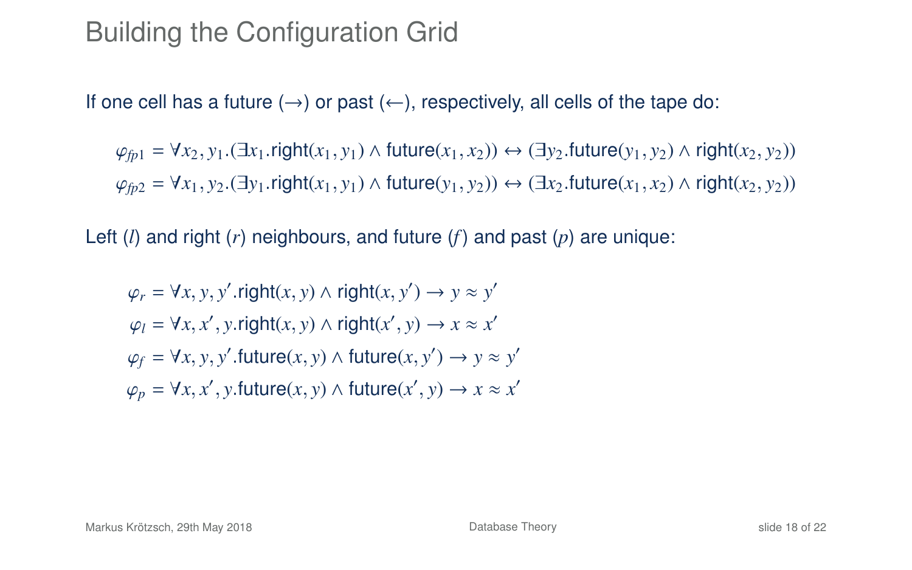# Building the Configuration Grid

If one cell has a future (→) or past (←), respectively, all cells of the tape do:

$$\varphi_{fp1} = \forall x_2, y_1.(\exists x_1.\mathsf{right}(x_1, y_1) \land \mathsf{future}(x_1, x_2)) \leftrightarrow (\exists y_2.\mathsf{future}(y_1, y_2) \land \mathsf{right}(x_2, y_2))$$

$$\varphi_{fp2} = \forall x_1, y_2.(\exists y_1.\mathsf{right}(x_1, y_1) \land \mathsf{future}(y_1, y_2)) \leftrightarrow (\exists x_2.\mathsf{future}(x_1, x_2) \land \mathsf{right}(x_2, y_2))$$

Left ($l$) and right ($r$) neighbours, and future ($f$) and past ($p$) are unique:

$$\varphi_r = \forall x, y, y'.\mathsf{right}(x, y) \land \mathsf{right}(x, y') \to y \approx y'$$

$$\varphi_l = \forall x, x', y.\mathsf{right}(x, y) \land \mathsf{right}(x', y) \to x \approx x'$$

$$\varphi_f = \forall x, y, y'.\mathsf{future}(x, y) \land \mathsf{future}(x, y') \to y \approx y'$$

$$\varphi_p = \forall x, x', y.\mathsf{future}(x, y) \land \mathsf{future}(x', y) \to x \approx x'$$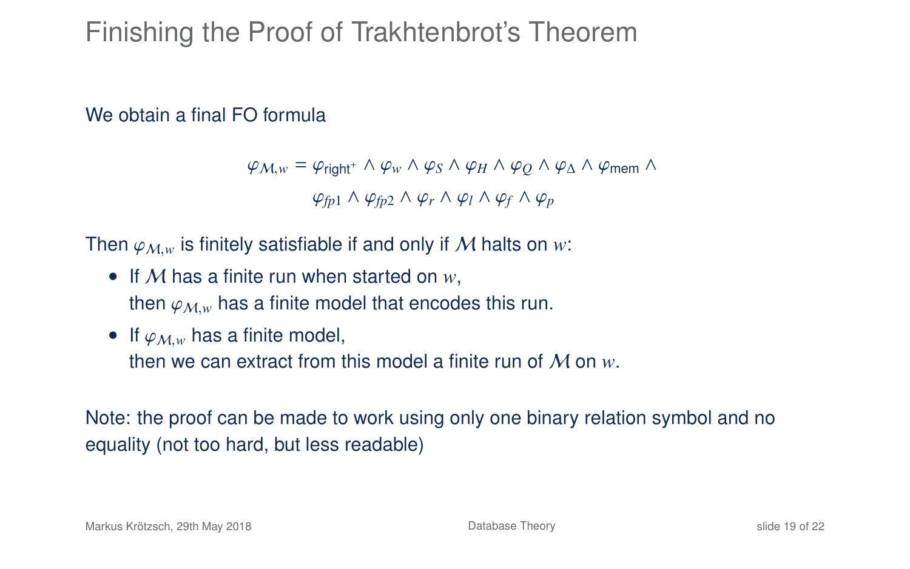# Finishing the Proof of Trakhtenbrot's Theorem

We obtain a final FO formula

$$\varphi_{\mathcal{M},w} = \varphi_{\text{right}^+} \wedge \varphi_w \wedge \varphi_S \wedge \varphi_H \wedge \varphi_Q \wedge \varphi_\Delta \wedge \varphi_{\text{mem}} \wedge$$
$$\varphi_{fp1} \wedge \varphi_{fp2} \wedge \varphi_r \wedge \varphi_l \wedge \varphi_f \wedge \varphi_p$$

Then $\varphi_{\mathcal{M},w}$ is finitely satisfiable if and only if $\mathcal{M}$ halts on $w$:

- If $\mathcal{M}$ has a finite run when started on $w$, then $\varphi_{\mathcal{M},w}$ has a finite model that encodes this run.
- If $\varphi_{\mathcal{M},w}$ has a finite model, then we can extract from this model a finite run of $\mathcal{M}$ on $w$.

Note: the proof can be made to work using only one binary relation symbol and no equality (not too hard, but less readable)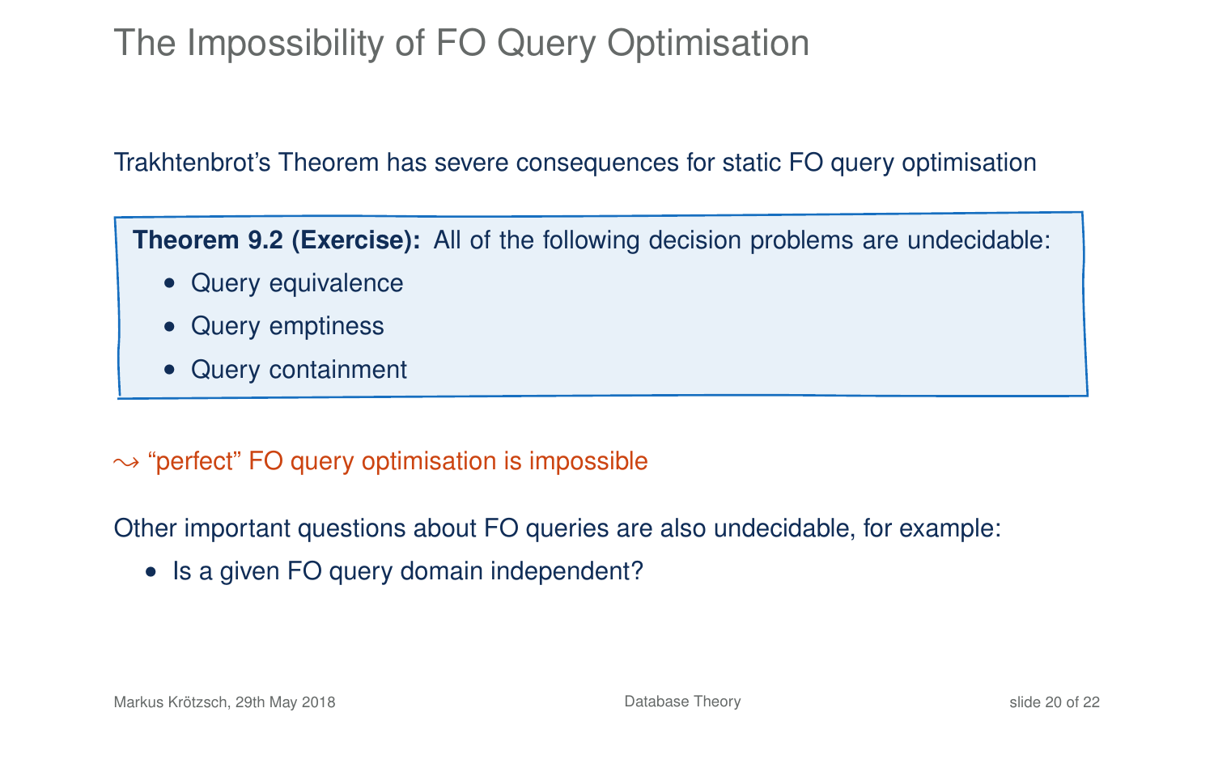# The Impossibility of FO Query Optimisation

Trakhtenbrot's Theorem has severe consequences for static FO query optimisation

**Theorem 9.2 (Exercise):** All of the following decision problems are undecidable:

- Query equivalence
- Query emptiness
- Query containment

$\leadsto$ "perfect" FO query optimisation is impossible

Other important questions about FO queries are also undecidable, for example:

- Is a given FO query domain independent?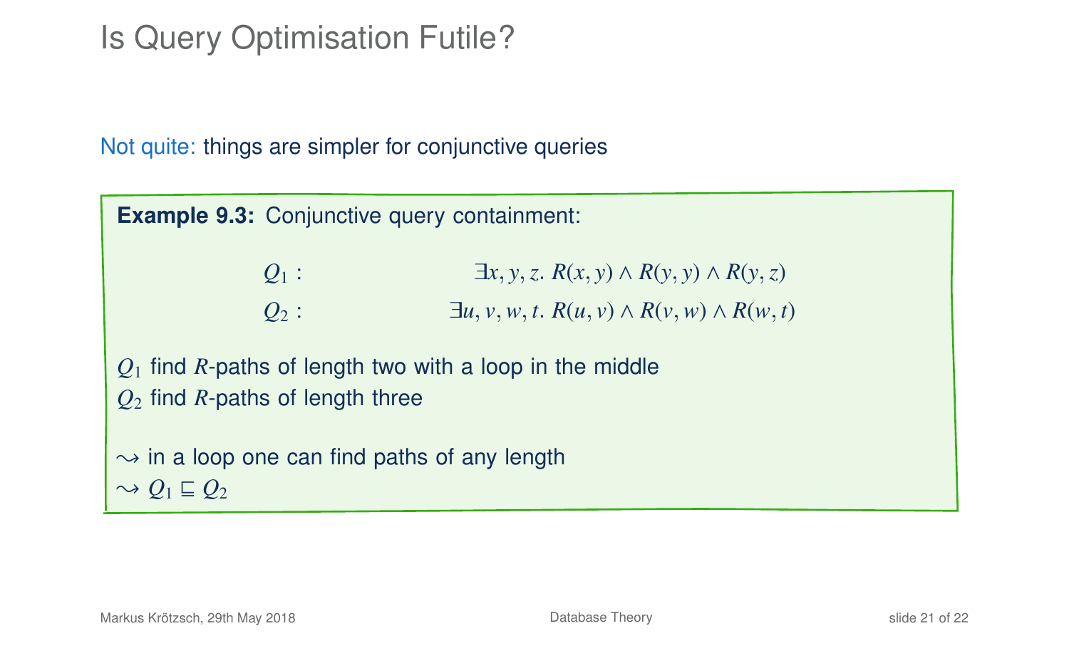# Is Query Optimisation Futile?

Not quite: things are simpler for conjunctive queries

**Example 9.3:** Conjunctive query containment:

$$Q_1: \quad \exists x, y, z.\ R(x, y) \land R(y, y) \land R(y, z)$$

$$Q_2: \quad \exists u, v, w, t.\ R(u, v) \land R(v, w) \land R(w, t)$$

$Q_1$ find $R$-paths of length two with a loop in the middle
$Q_2$ find $R$-paths of length three

$\leadsto$ in a loop one can find paths of any length
$\leadsto$ $Q_1 \sqsubseteq Q_2$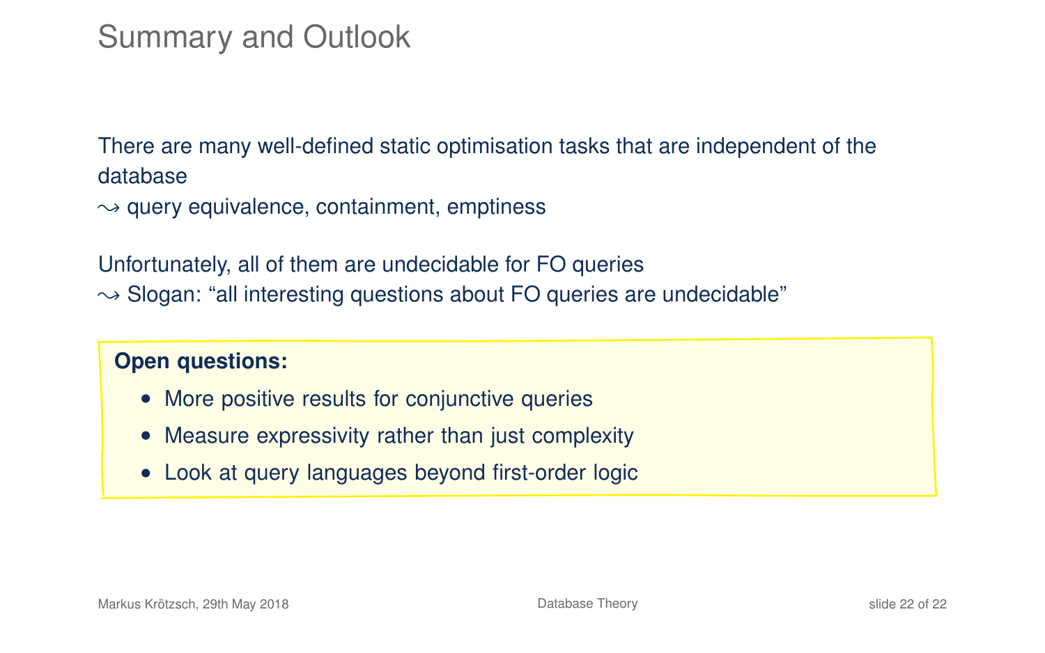# Summary and Outlook

There are many well-defined static optimisation tasks that are independent of the database
$\leadsto$ query equivalence, containment, emptiness

Unfortunately, all of them are undecidable for FO queries
$\leadsto$ Slogan: “all interesting questions about FO queries are undecidable”

**Open questions:**

- More positive results for conjunctive queries
- Measure expressivity rather than just complexity
- Look at query languages beyond first-order logic